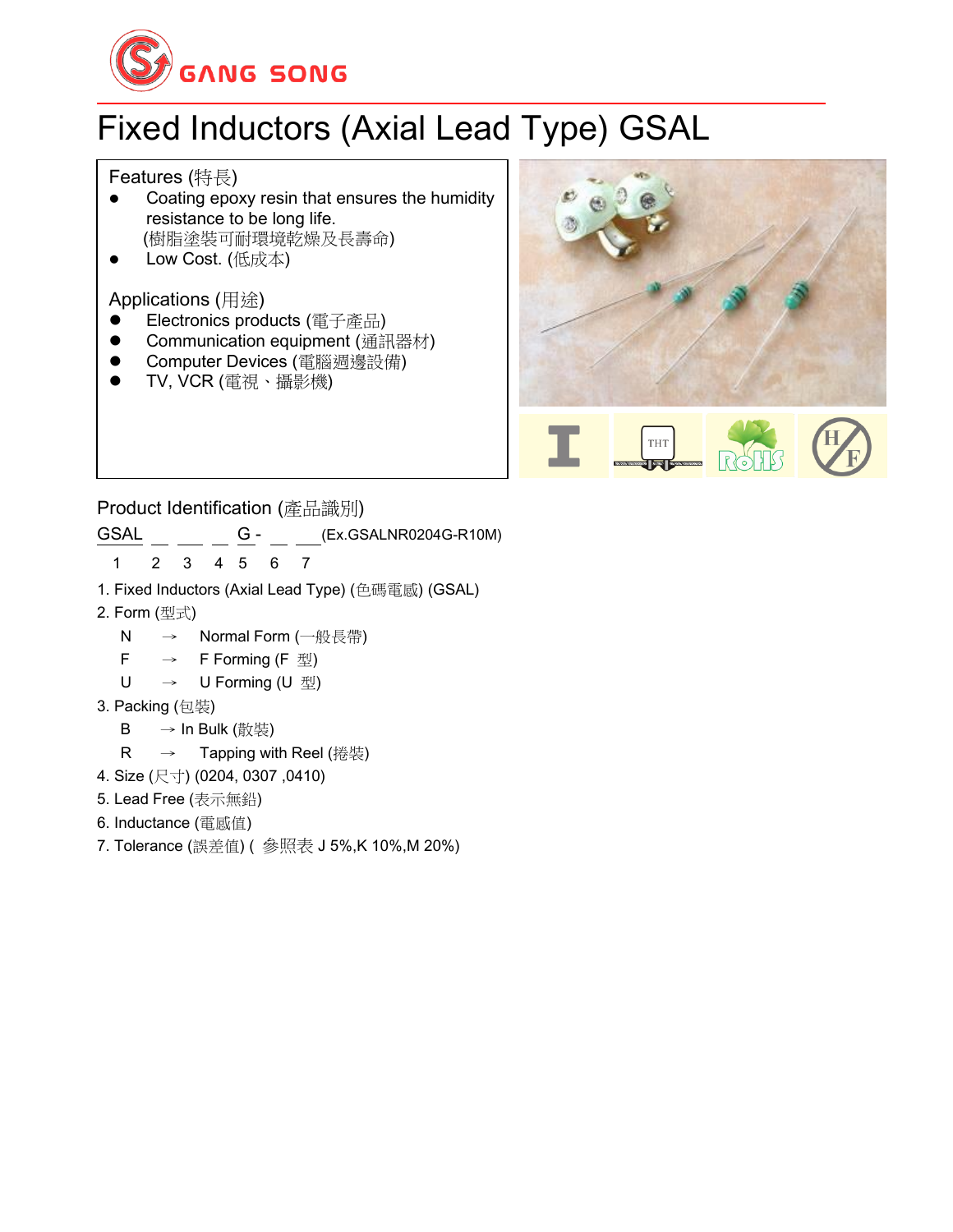GANG SONG

# Fixed Inductors (Axial Lead Type) GSAL

## Features (特長)

- Coating epoxy resin that ensures the humidity resistance to be long life.
  (樹脂塗裝可耐環境乾燥及長壽命)
- Low Cost. (低成本)

## Applications (用途)

- Electronics products (電子產品)
- Communication equipment (通訊器材)
- Computer Devices (電腦週邊設備)
- TV, VCR (電視、攝影機)

## Product Identification (產品識別)

GSAL \_ \_\_ \_ G - \_ \_\_ (Ex.GSALNR0204G-R10M)

1 2 3 4 5 6 7

1. Fixed Inductors (Axial Lead Type) (色碼電感) (GSAL)
2. Form (型式)
   - N → Normal Form (一般長帶)
   - F → F Forming (F 型)
   - U → U Forming (U 型)
3. Packing (包裝)
   - B → In Bulk (散裝)
   - R → Tapping with Reel (捲裝)
4. Size (尺寸) (0204, 0307 ,0410)
5. Lead Free (表示無鉛)
6. Inductance (電感值)
7. Tolerance (誤差值) ( 參照表 J 5%,K 10%,M 20%)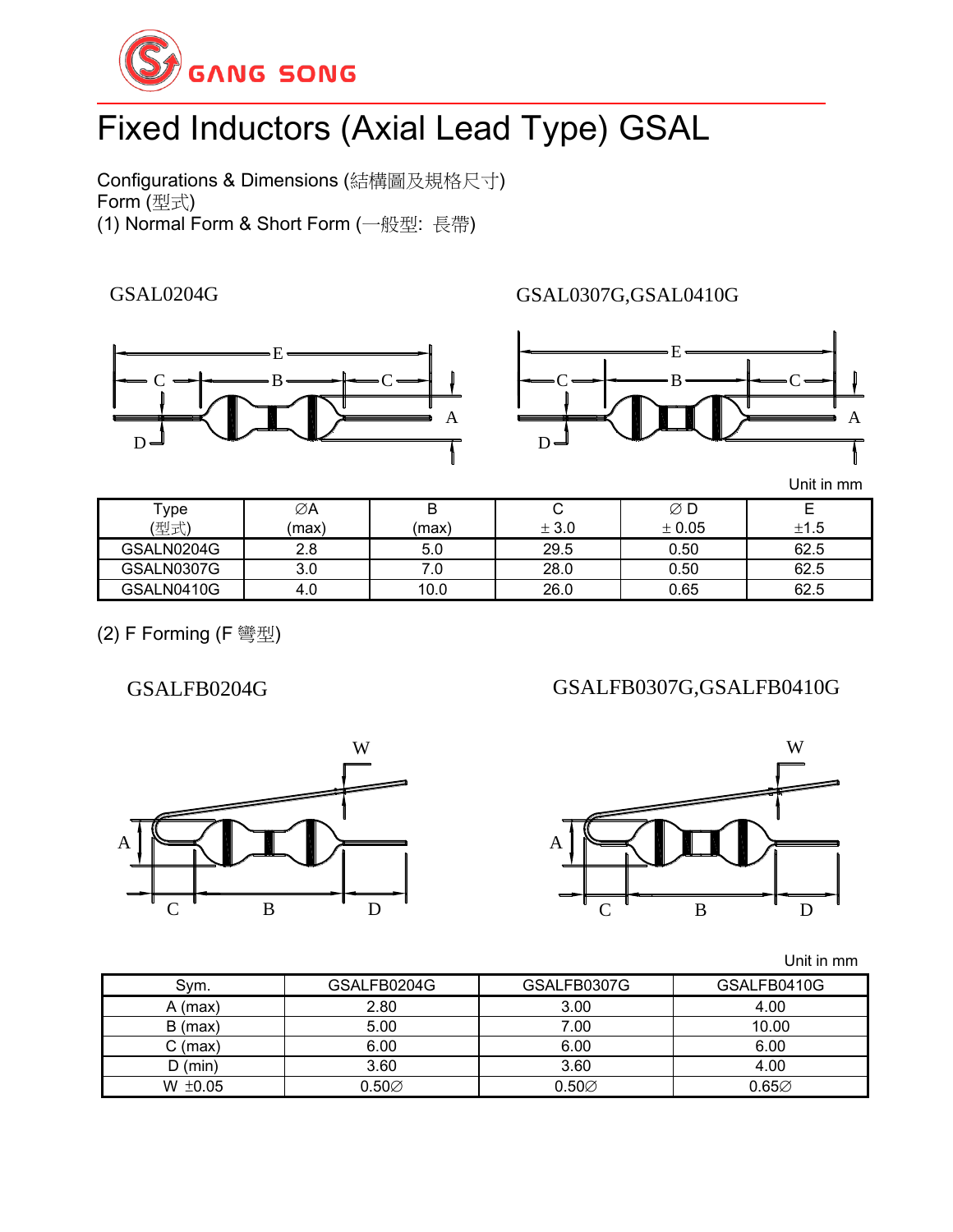# Fixed Inductors (Axial Lead Type) GSAL

Configurations & Dimensions (結構圖及規格尺寸)
Form (型式)
(1) Normal Form & Short Form (一般型: 長帶)

GSAL0204G

GSAL0307G,GSAL0410G

Unit in mm

| Type (型式) | ∅A (max) | B (max) | C ± 3.0 | ∅ D ± 0.05 | E ±1.5 |
|---|---|---|---|---|---|
| GSALN0204G | 2.8 | 5.0 | 29.5 | 0.50 | 62.5 |
| GSALN0307G | 3.0 | 7.0 | 28.0 | 0.50 | 62.5 |
| GSALN0410G | 4.0 | 10.0 | 26.0 | 0.65 | 62.5 |

(2) F Forming (F 彎型)

GSALFB0204G

GSALFB0307G,GSALFB0410G

Unit in mm

| Sym. | GSALFB0204G | GSALFB0307G | GSALFB0410G |
|---|---|---|---|
| A (max) | 2.80 | 3.00 | 4.00 |
| B (max) | 5.00 | 7.00 | 10.00 |
| C (max) | 6.00 | 6.00 | 6.00 |
| D (min) | 3.60 | 3.60 | 4.00 |
| W ±0.05 | 0.50∅ | 0.50∅ | 0.65∅ |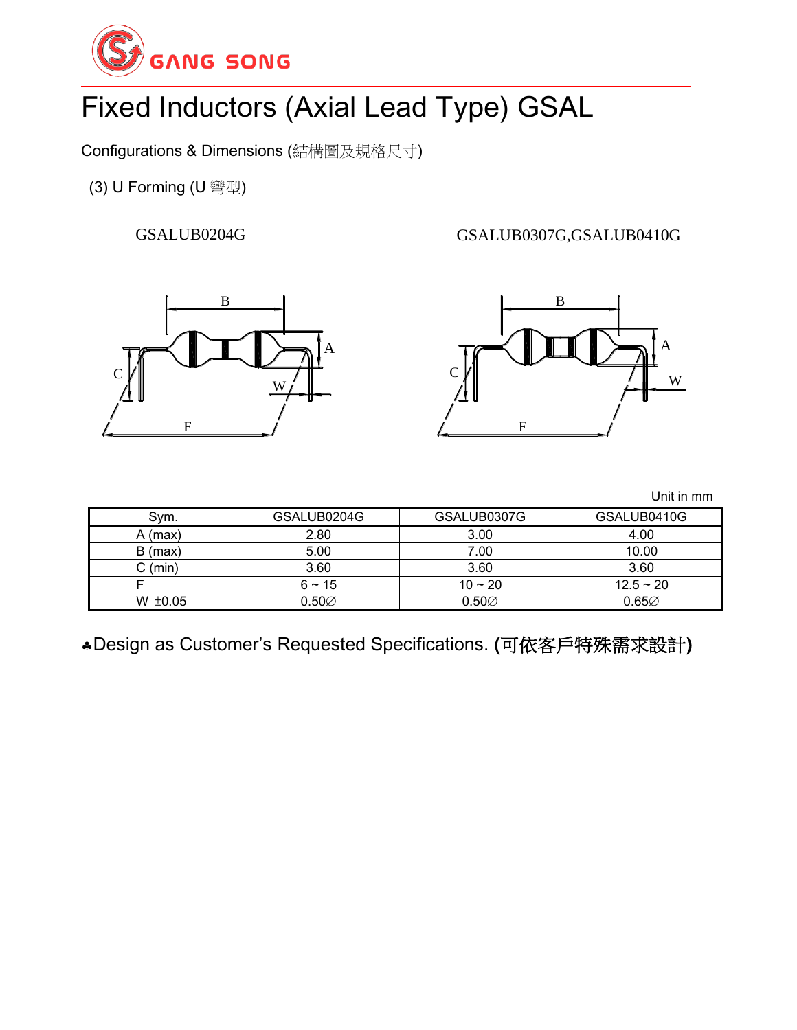# Fixed Inductors (Axial Lead Type) GSAL

Configurations & Dimensions (結構圖及規格尺寸)

(3) U Forming (U 彎型)

GSALUB0204G

GSALUB0307G,GSALUB0410G

Unit in mm

| Sym. | GSALUB0204G | GSALUB0307G | GSALUB0410G |
|---|---|---|---|
| A (max) | 2.80 | 3.00 | 4.00 |
| B (max) | 5.00 | 7.00 | 10.00 |
| C (min) | 3.60 | 3.60 | 3.60 |
| F | 6 ~ 15 | 10 ~ 20 | 12.5 ~ 20 |
| W ±0.05 | 0.50∅ | 0.50∅ | 0.65∅ |

♣Design as Customer's Requested Specifications. (可依客戶特殊需求設計)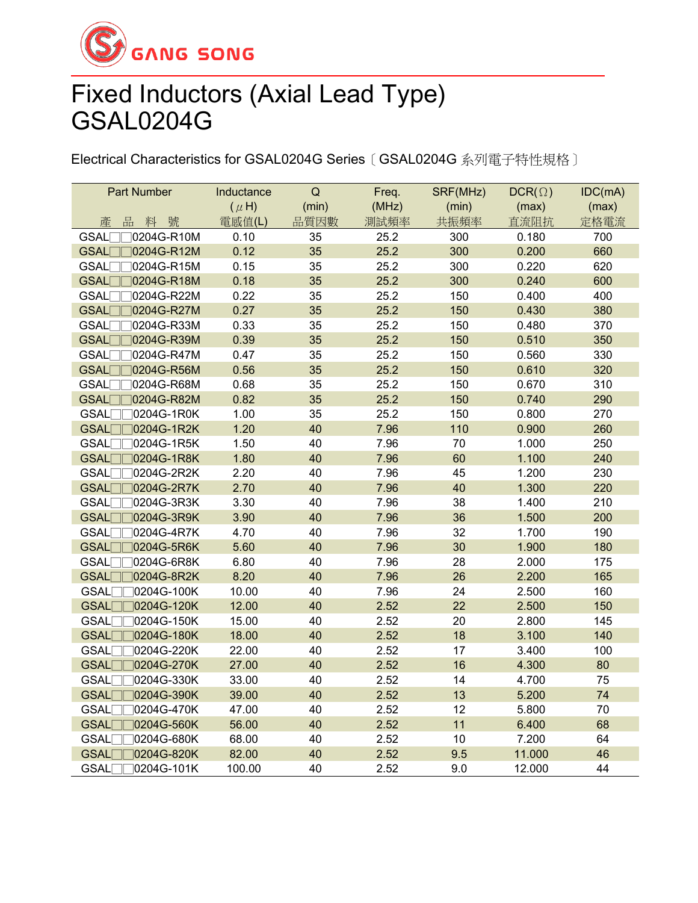GANG SONG

# Fixed Inductors (Axial Lead Type) GSAL0204G

Electrical Characteristics for GSAL0204G Series〔GSAL0204G 系列電子特性規格〕

| Part Number<br>產 品 料 號 | Inductance<br>(μH)<br>電感值(L) | Q<br>(min)<br>品質因數 | Freq.<br>(MHz)<br>測試頻率 | SRF(MHz)<br>(min)<br>共振頻率 | DCR(Ω)<br>(max)<br>直流阻抗 | IDC(mA)<br>(max)<br>定格電流 |
|---|---|---|---|---|---|---|
| GSAL□□0204G-R10M | 0.10 | 35 | 25.2 | 300 | 0.180 | 700 |
| GSAL□□0204G-R12M | 0.12 | 35 | 25.2 | 300 | 0.200 | 660 |
| GSAL□□0204G-R15M | 0.15 | 35 | 25.2 | 300 | 0.220 | 620 |
| GSAL□□0204G-R18M | 0.18 | 35 | 25.2 | 300 | 0.240 | 600 |
| GSAL□□0204G-R22M | 0.22 | 35 | 25.2 | 150 | 0.400 | 400 |
| GSAL□□0204G-R27M | 0.27 | 35 | 25.2 | 150 | 0.430 | 380 |
| GSAL□□0204G-R33M | 0.33 | 35 | 25.2 | 150 | 0.480 | 370 |
| GSAL□□0204G-R39M | 0.39 | 35 | 25.2 | 150 | 0.510 | 350 |
| GSAL□□0204G-R47M | 0.47 | 35 | 25.2 | 150 | 0.560 | 330 |
| GSAL□□0204G-R56M | 0.56 | 35 | 25.2 | 150 | 0.610 | 320 |
| GSAL□□0204G-R68M | 0.68 | 35 | 25.2 | 150 | 0.670 | 310 |
| GSAL□□0204G-R82M | 0.82 | 35 | 25.2 | 150 | 0.740 | 290 |
| GSAL□□0204G-1R0K | 1.00 | 35 | 25.2 | 150 | 0.800 | 270 |
| GSAL□□0204G-1R2K | 1.20 | 40 | 7.96 | 110 | 0.900 | 260 |
| GSAL□□0204G-1R5K | 1.50 | 40 | 7.96 | 70 | 1.000 | 250 |
| GSAL□□0204G-1R8K | 1.80 | 40 | 7.96 | 60 | 1.100 | 240 |
| GSAL□□0204G-2R2K | 2.20 | 40 | 7.96 | 45 | 1.200 | 230 |
| GSAL□□0204G-2R7K | 2.70 | 40 | 7.96 | 40 | 1.300 | 220 |
| GSAL□□0204G-3R3K | 3.30 | 40 | 7.96 | 38 | 1.400 | 210 |
| GSAL□□0204G-3R9K | 3.90 | 40 | 7.96 | 36 | 1.500 | 200 |
| GSAL□□0204G-4R7K | 4.70 | 40 | 7.96 | 32 | 1.700 | 190 |
| GSAL□□0204G-5R6K | 5.60 | 40 | 7.96 | 30 | 1.900 | 180 |
| GSAL□□0204G-6R8K | 6.80 | 40 | 7.96 | 28 | 2.000 | 175 |
| GSAL□□0204G-8R2K | 8.20 | 40 | 7.96 | 26 | 2.200 | 165 |
| GSAL□□0204G-100K | 10.00 | 40 | 7.96 | 24 | 2.500 | 160 |
| GSAL□□0204G-120K | 12.00 | 40 | 2.52 | 22 | 2.500 | 150 |
| GSAL□□0204G-150K | 15.00 | 40 | 2.52 | 20 | 2.800 | 145 |
| GSAL□□0204G-180K | 18.00 | 40 | 2.52 | 18 | 3.100 | 140 |
| GSAL□□0204G-220K | 22.00 | 40 | 2.52 | 17 | 3.400 | 100 |
| GSAL□□0204G-270K | 27.00 | 40 | 2.52 | 16 | 4.300 | 80 |
| GSAL□□0204G-330K | 33.00 | 40 | 2.52 | 14 | 4.700 | 75 |
| GSAL□□0204G-390K | 39.00 | 40 | 2.52 | 13 | 5.200 | 74 |
| GSAL□□0204G-470K | 47.00 | 40 | 2.52 | 12 | 5.800 | 70 |
| GSAL□□0204G-560K | 56.00 | 40 | 2.52 | 11 | 6.400 | 68 |
| GSAL□□0204G-680K | 68.00 | 40 | 2.52 | 10 | 7.200 | 64 |
| GSAL□□0204G-820K | 82.00 | 40 | 2.52 | 9.5 | 11.000 | 46 |
| GSAL□□0204G-101K | 100.00 | 40 | 2.52 | 9.0 | 12.000 | 44 |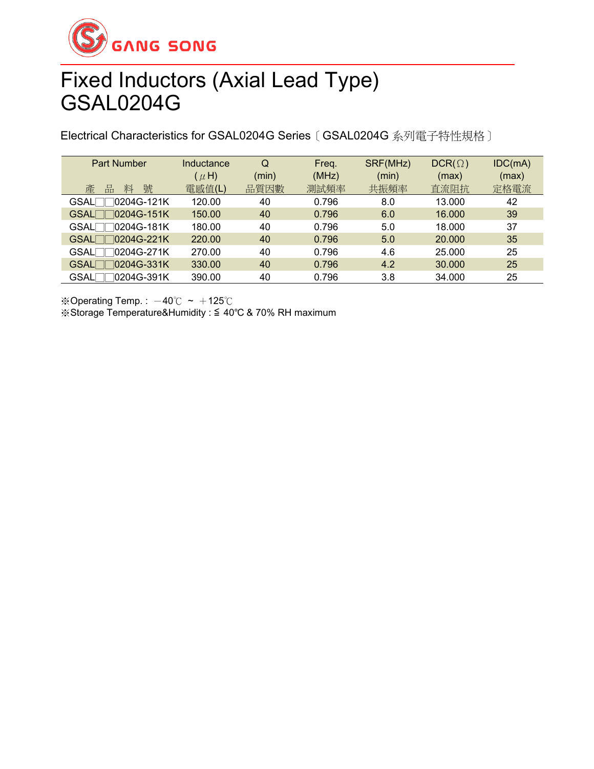GANG SONG

# Fixed Inductors (Axial Lead Type)
# GSAL0204G

Electrical Characteristics for GSAL0204G Series〔GSAL0204G 系列電子特性規格〕

| Part Number<br>產 品 料 號 | Inductance<br>( μ H)<br>電感值(L) | Q<br>(min)<br>品質因數 | Freq.<br>(MHz)<br>測試頻率 | SRF(MHz)<br>(min)<br>共振頻率 | DCR(Ω)<br>(max)<br>直流阻抗 | IDC(mA)<br>(max)<br>定格電流 |
|---|---|---|---|---|---|---|
| GSAL□□0204G-121K | 120.00 | 40 | 0.796 | 8.0 | 13.000 | 42 |
| GSAL□□0204G-151K | 150.00 | 40 | 0.796 | 6.0 | 16.000 | 39 |
| GSAL□□0204G-181K | 180.00 | 40 | 0.796 | 5.0 | 18.000 | 37 |
| GSAL□□0204G-221K | 220.00 | 40 | 0.796 | 5.0 | 20.000 | 35 |
| GSAL□□0204G-271K | 270.00 | 40 | 0.796 | 4.6 | 25.000 | 25 |
| GSAL□□0204G-331K | 330.00 | 40 | 0.796 | 4.2 | 30.000 | 25 |
| GSAL□□0204G-391K | 390.00 | 40 | 0.796 | 3.8 | 34.000 | 25 |

※Operating Temp. : －40℃ ~ ＋125℃

※Storage Temperature&Humidity : ≦ 40℃ & 70% RH maximum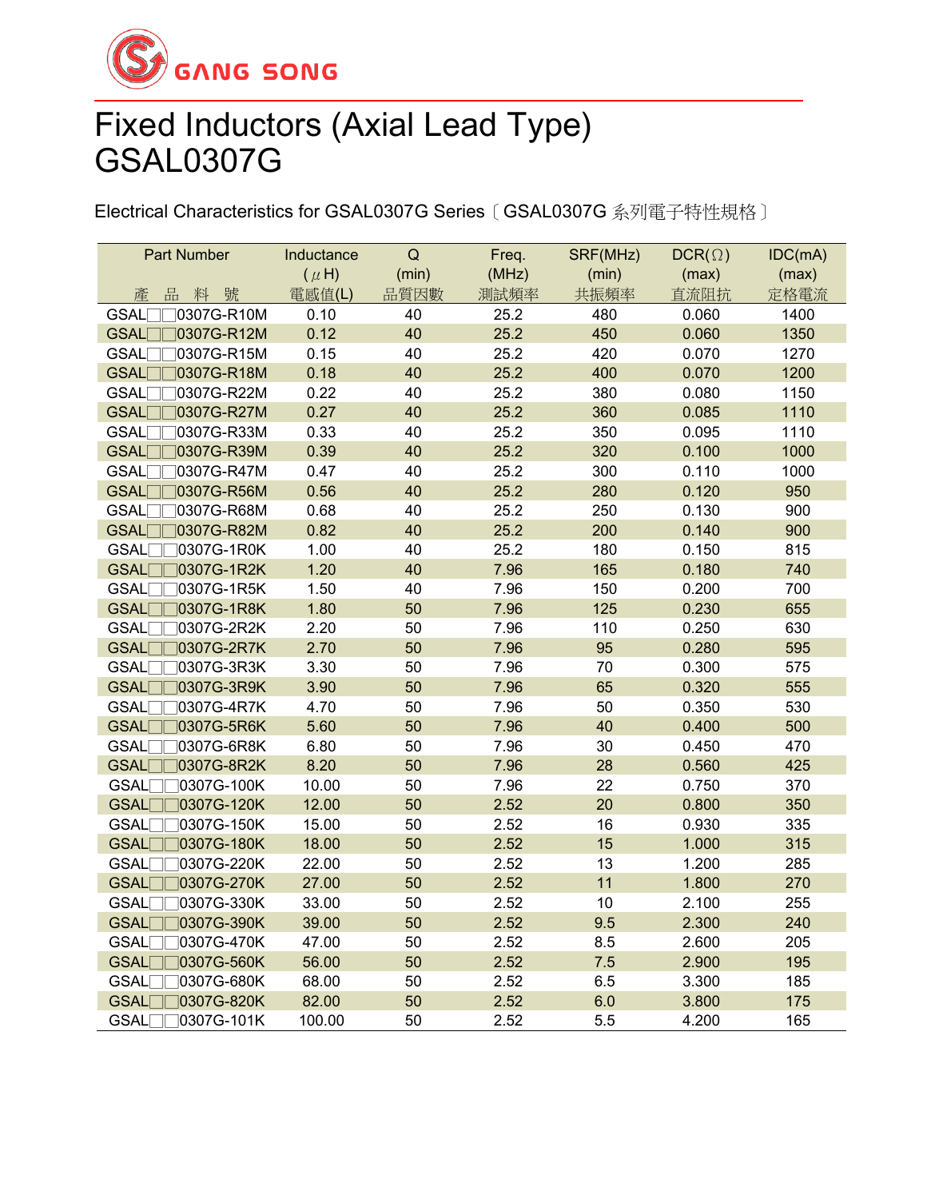GANG SONG

# Fixed Inductors (Axial Lead Type)
# GSAL0307G

Electrical Characteristics for GSAL0307G Series〔GSAL0307G 系列電子特性規格〕

| Part Number<br>產 品 料 號 | Inductance<br>(μH)<br>電感值(L) | Q<br>(min)<br>品質因數 | Freq.<br>(MHz)<br>測試頻率 | SRF(MHz)<br>(min)<br>共振頻率 | DCR(Ω)<br>(max)<br>直流阻抗 | IDC(mA)<br>(max)<br>定格電流 |
|---|---|---|---|---|---|---|
| GSAL□□0307G-R10M | 0.10 | 40 | 25.2 | 480 | 0.060 | 1400 |
| GSAL□□0307G-R12M | 0.12 | 40 | 25.2 | 450 | 0.060 | 1350 |
| GSAL□□0307G-R15M | 0.15 | 40 | 25.2 | 420 | 0.070 | 1270 |
| GSAL□□0307G-R18M | 0.18 | 40 | 25.2 | 400 | 0.070 | 1200 |
| GSAL□□0307G-R22M | 0.22 | 40 | 25.2 | 380 | 0.080 | 1150 |
| GSAL□□0307G-R27M | 0.27 | 40 | 25.2 | 360 | 0.085 | 1110 |
| GSAL□□0307G-R33M | 0.33 | 40 | 25.2 | 350 | 0.095 | 1110 |
| GSAL□□0307G-R39M | 0.39 | 40 | 25.2 | 320 | 0.100 | 1000 |
| GSAL□□0307G-R47M | 0.47 | 40 | 25.2 | 300 | 0.110 | 1000 |
| GSAL□□0307G-R56M | 0.56 | 40 | 25.2 | 280 | 0.120 | 950 |
| GSAL□□0307G-R68M | 0.68 | 40 | 25.2 | 250 | 0.130 | 900 |
| GSAL□□0307G-R82M | 0.82 | 40 | 25.2 | 200 | 0.140 | 900 |
| GSAL□□0307G-1R0K | 1.00 | 40 | 25.2 | 180 | 0.150 | 815 |
| GSAL□□0307G-1R2K | 1.20 | 40 | 7.96 | 165 | 0.180 | 740 |
| GSAL□□0307G-1R5K | 1.50 | 40 | 7.96 | 150 | 0.200 | 700 |
| GSAL□□0307G-1R8K | 1.80 | 50 | 7.96 | 125 | 0.230 | 655 |
| GSAL□□0307G-2R2K | 2.20 | 50 | 7.96 | 110 | 0.250 | 630 |
| GSAL□□0307G-2R7K | 2.70 | 50 | 7.96 | 95 | 0.280 | 595 |
| GSAL□□0307G-3R3K | 3.30 | 50 | 7.96 | 70 | 0.300 | 575 |
| GSAL□□0307G-3R9K | 3.90 | 50 | 7.96 | 65 | 0.320 | 555 |
| GSAL□□0307G-4R7K | 4.70 | 50 | 7.96 | 50 | 0.350 | 530 |
| GSAL□□0307G-5R6K | 5.60 | 50 | 7.96 | 40 | 0.400 | 500 |
| GSAL□□0307G-6R8K | 6.80 | 50 | 7.96 | 30 | 0.450 | 470 |
| GSAL□□0307G-8R2K | 8.20 | 50 | 7.96 | 28 | 0.560 | 425 |
| GSAL□□0307G-100K | 10.00 | 50 | 7.96 | 22 | 0.750 | 370 |
| GSAL□□0307G-120K | 12.00 | 50 | 2.52 | 20 | 0.800 | 350 |
| GSAL□□0307G-150K | 15.00 | 50 | 2.52 | 16 | 0.930 | 335 |
| GSAL□□0307G-180K | 18.00 | 50 | 2.52 | 15 | 1.000 | 315 |
| GSAL□□0307G-220K | 22.00 | 50 | 2.52 | 13 | 1.200 | 285 |
| GSAL□□0307G-270K | 27.00 | 50 | 2.52 | 11 | 1.800 | 270 |
| GSAL□□0307G-330K | 33.00 | 50 | 2.52 | 10 | 2.100 | 255 |
| GSAL□□0307G-390K | 39.00 | 50 | 2.52 | 9.5 | 2.300 | 240 |
| GSAL□□0307G-470K | 47.00 | 50 | 2.52 | 8.5 | 2.600 | 205 |
| GSAL□□0307G-560K | 56.00 | 50 | 2.52 | 7.5 | 2.900 | 195 |
| GSAL□□0307G-680K | 68.00 | 50 | 2.52 | 6.5 | 3.300 | 185 |
| GSAL□□0307G-820K | 82.00 | 50 | 2.52 | 6.0 | 3.800 | 175 |
| GSAL□□0307G-101K | 100.00 | 50 | 2.52 | 5.5 | 4.200 | 165 |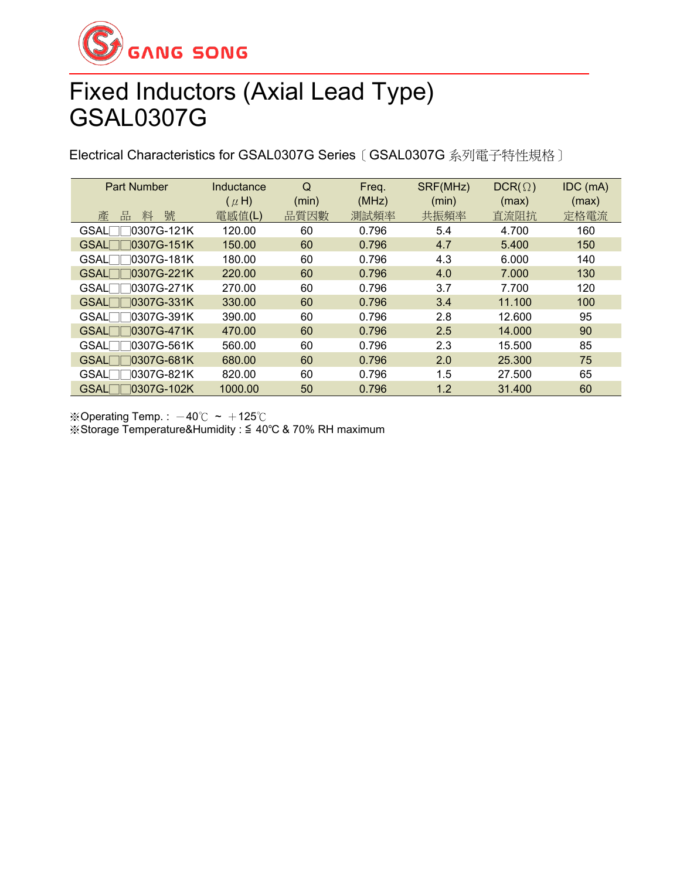GANG SONG

# Fixed Inductors (Axial Lead Type)
# GSAL0307G

Electrical Characteristics for GSAL0307G Series〔GSAL0307G 系列電子特性規格〕

| Part Number<br>產 品 料 號 | Inductance<br>(μH)<br>電感值(L) | Q<br>(min)<br>品質因數 | Freq.<br>(MHz)<br>測試頻率 | SRF(MHz)<br>(min)<br>共振頻率 | DCR(Ω)<br>(max)<br>直流阻抗 | IDC (mA)<br>(max)<br>定格電流 |
|---|---|---|---|---|---|---|
| GSAL□□0307G-121K | 120.00 | 60 | 0.796 | 5.4 | 4.700 | 160 |
| GSAL□□0307G-151K | 150.00 | 60 | 0.796 | 4.7 | 5.400 | 150 |
| GSAL□□0307G-181K | 180.00 | 60 | 0.796 | 4.3 | 6.000 | 140 |
| GSAL□□0307G-221K | 220.00 | 60 | 0.796 | 4.0 | 7.000 | 130 |
| GSAL□□0307G-271K | 270.00 | 60 | 0.796 | 3.7 | 7.700 | 120 |
| GSAL□□0307G-331K | 330.00 | 60 | 0.796 | 3.4 | 11.100 | 100 |
| GSAL□□0307G-391K | 390.00 | 60 | 0.796 | 2.8 | 12.600 | 95 |
| GSAL□□0307G-471K | 470.00 | 60 | 0.796 | 2.5 | 14.000 | 90 |
| GSAL□□0307G-561K | 560.00 | 60 | 0.796 | 2.3 | 15.500 | 85 |
| GSAL□□0307G-681K | 680.00 | 60 | 0.796 | 2.0 | 25.300 | 75 |
| GSAL□□0307G-821K | 820.00 | 60 | 0.796 | 1.5 | 27.500 | 65 |
| GSAL□□0307G-102K | 1000.00 | 50 | 0.796 | 1.2 | 31.400 | 60 |

※Operating Temp.: －40℃ ~ ＋125℃
※Storage Temperature&Humidity : ≦ 40℃ & 70% RH maximum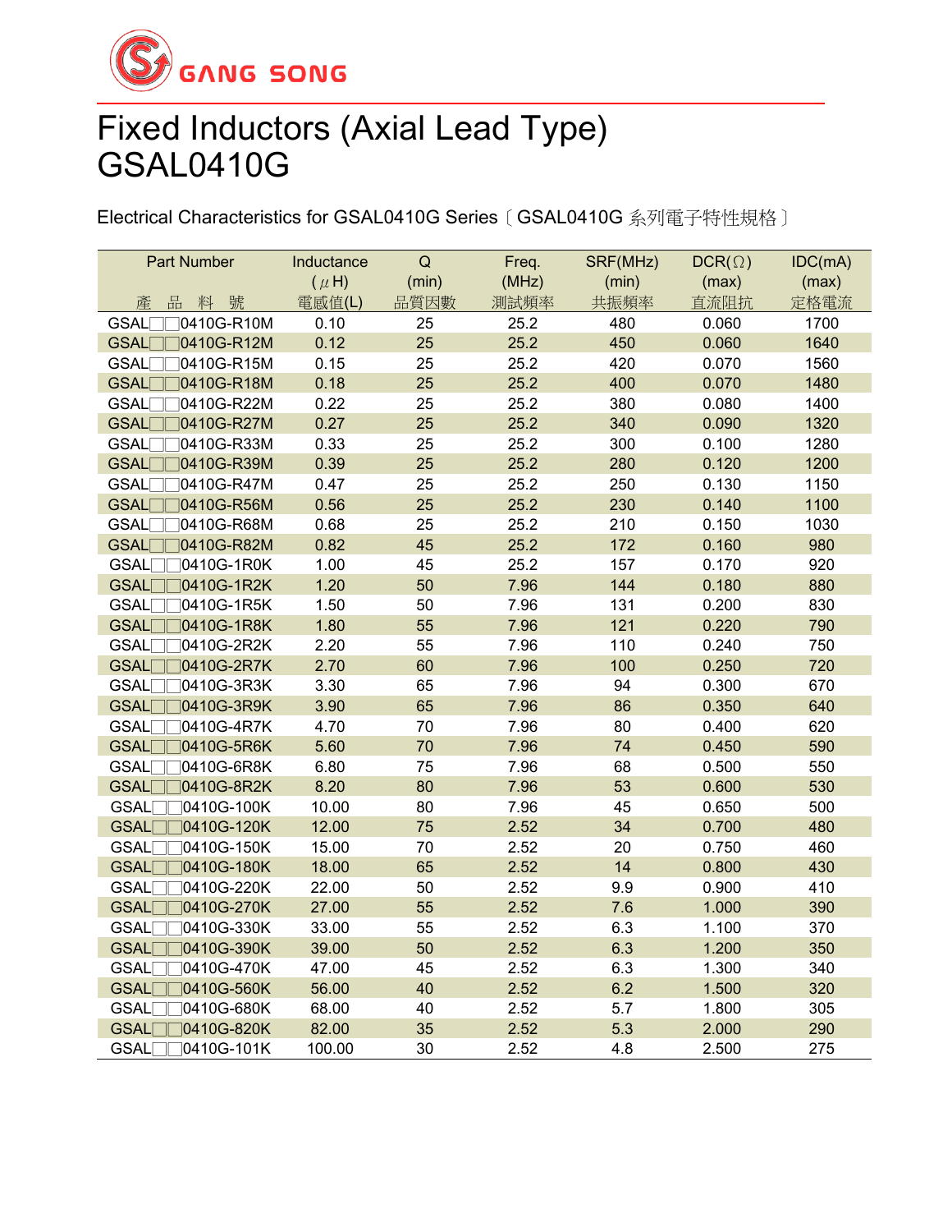GANG SONG

# Fixed Inductors (Axial Lead Type) GSAL0410G

Electrical Characteristics for GSAL0410G Series〔GSAL0410G 系列電子特性規格〕

| Part Number 產 品 料 號 | Inductance (μH) 電感值(L) | Q (min) 品質因數 | Freq. (MHz) 測試頻率 | SRF(MHz) (min) 共振頻率 | DCR(Ω) (max) 直流阻抗 | IDC(mA) (max) 定格電流 |
|---|---|---|---|---|---|---|
| GSAL□□0410G-R10M | 0.10 | 25 | 25.2 | 480 | 0.060 | 1700 |
| GSAL□□0410G-R12M | 0.12 | 25 | 25.2 | 450 | 0.060 | 1640 |
| GSAL□□0410G-R15M | 0.15 | 25 | 25.2 | 420 | 0.070 | 1560 |
| GSAL□□0410G-R18M | 0.18 | 25 | 25.2 | 400 | 0.070 | 1480 |
| GSAL□□0410G-R22M | 0.22 | 25 | 25.2 | 380 | 0.080 | 1400 |
| GSAL□□0410G-R27M | 0.27 | 25 | 25.2 | 340 | 0.090 | 1320 |
| GSAL□□0410G-R33M | 0.33 | 25 | 25.2 | 300 | 0.100 | 1280 |
| GSAL□□0410G-R39M | 0.39 | 25 | 25.2 | 280 | 0.120 | 1200 |
| GSAL□□0410G-R47M | 0.47 | 25 | 25.2 | 250 | 0.130 | 1150 |
| GSAL□□0410G-R56M | 0.56 | 25 | 25.2 | 230 | 0.140 | 1100 |
| GSAL□□0410G-R68M | 0.68 | 25 | 25.2 | 210 | 0.150 | 1030 |
| GSAL□□0410G-R82M | 0.82 | 45 | 25.2 | 172 | 0.160 | 980 |
| GSAL□□0410G-1R0K | 1.00 | 45 | 25.2 | 157 | 0.170 | 920 |
| GSAL□□0410G-1R2K | 1.20 | 50 | 7.96 | 144 | 0.180 | 880 |
| GSAL□□0410G-1R5K | 1.50 | 50 | 7.96 | 131 | 0.200 | 830 |
| GSAL□□0410G-1R8K | 1.80 | 55 | 7.96 | 121 | 0.220 | 790 |
| GSAL□□0410G-2R2K | 2.20 | 55 | 7.96 | 110 | 0.240 | 750 |
| GSAL□□0410G-2R7K | 2.70 | 60 | 7.96 | 100 | 0.250 | 720 |
| GSAL□□0410G-3R3K | 3.30 | 65 | 7.96 | 94 | 0.300 | 670 |
| GSAL□□0410G-3R9K | 3.90 | 65 | 7.96 | 86 | 0.350 | 640 |
| GSAL□□0410G-4R7K | 4.70 | 70 | 7.96 | 80 | 0.400 | 620 |
| GSAL□□0410G-5R6K | 5.60 | 70 | 7.96 | 74 | 0.450 | 590 |
| GSAL□□0410G-6R8K | 6.80 | 75 | 7.96 | 68 | 0.500 | 550 |
| GSAL□□0410G-8R2K | 8.20 | 80 | 7.96 | 53 | 0.600 | 530 |
| GSAL□□0410G-100K | 10.00 | 80 | 7.96 | 45 | 0.650 | 500 |
| GSAL□□0410G-120K | 12.00 | 75 | 2.52 | 34 | 0.700 | 480 |
| GSAL□□0410G-150K | 15.00 | 70 | 2.52 | 20 | 0.750 | 460 |
| GSAL□□0410G-180K | 18.00 | 65 | 2.52 | 14 | 0.800 | 430 |
| GSAL□□0410G-220K | 22.00 | 50 | 2.52 | 9.9 | 0.900 | 410 |
| GSAL□□0410G-270K | 27.00 | 55 | 2.52 | 7.6 | 1.000 | 390 |
| GSAL□□0410G-330K | 33.00 | 55 | 2.52 | 6.3 | 1.100 | 370 |
| GSAL□□0410G-390K | 39.00 | 50 | 2.52 | 6.3 | 1.200 | 350 |
| GSAL□□0410G-470K | 47.00 | 45 | 2.52 | 6.3 | 1.300 | 340 |
| GSAL□□0410G-560K | 56.00 | 40 | 2.52 | 6.2 | 1.500 | 320 |
| GSAL□□0410G-680K | 68.00 | 40 | 2.52 | 5.7 | 1.800 | 305 |
| GSAL□□0410G-820K | 82.00 | 35 | 2.52 | 5.3 | 2.000 | 290 |
| GSAL□□0410G-101K | 100.00 | 30 | 2.52 | 4.8 | 2.500 | 275 |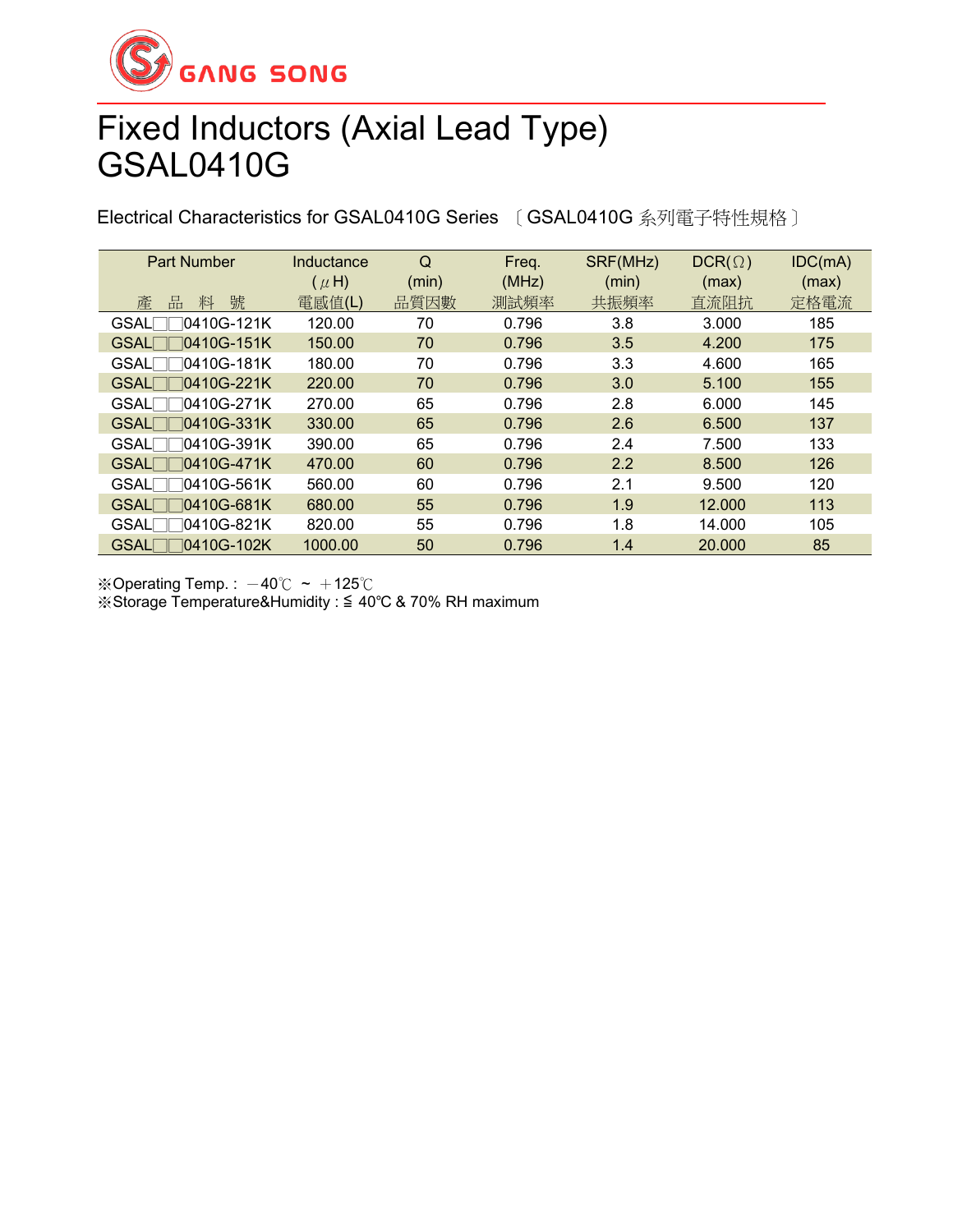GANG SONG

# Fixed Inductors (Axial Lead Type)
# GSAL0410G

Electrical Characteristics for GSAL0410G Series 〔GSAL0410G 系列電子特性規格〕

| Part Number<br>產 品 料 號 | Inductance<br>( μH)<br>電感值(L) | Q<br>(min)<br>品質因數 | Freq.<br>(MHz)<br>測試頻率 | SRF(MHz)<br>(min)<br>共振頻率 | DCR(Ω)<br>(max)<br>直流阻抗 | IDC(mA)<br>(max)<br>定格電流 |
|---|---|---|---|---|---|---|
| GSAL□□0410G-121K | 120.00 | 70 | 0.796 | 3.8 | 3.000 | 185 |
| GSAL□□0410G-151K | 150.00 | 70 | 0.796 | 3.5 | 4.200 | 175 |
| GSAL□□0410G-181K | 180.00 | 70 | 0.796 | 3.3 | 4.600 | 165 |
| GSAL□□0410G-221K | 220.00 | 70 | 0.796 | 3.0 | 5.100 | 155 |
| GSAL□□0410G-271K | 270.00 | 65 | 0.796 | 2.8 | 6.000 | 145 |
| GSAL□□0410G-331K | 330.00 | 65 | 0.796 | 2.6 | 6.500 | 137 |
| GSAL□□0410G-391K | 390.00 | 65 | 0.796 | 2.4 | 7.500 | 133 |
| GSAL□□0410G-471K | 470.00 | 60 | 0.796 | 2.2 | 8.500 | 126 |
| GSAL□□0410G-561K | 560.00 | 60 | 0.796 | 2.1 | 9.500 | 120 |
| GSAL□□0410G-681K | 680.00 | 55 | 0.796 | 1.9 | 12.000 | 113 |
| GSAL□□0410G-821K | 820.00 | 55 | 0.796 | 1.8 | 14.000 | 105 |
| GSAL□□0410G-102K | 1000.00 | 50 | 0.796 | 1.4 | 20.000 | 85 |

※Operating Temp. : －40℃ ~ ＋125℃
※Storage Temperature&Humidity : ≦ 40℃ & 70% RH maximum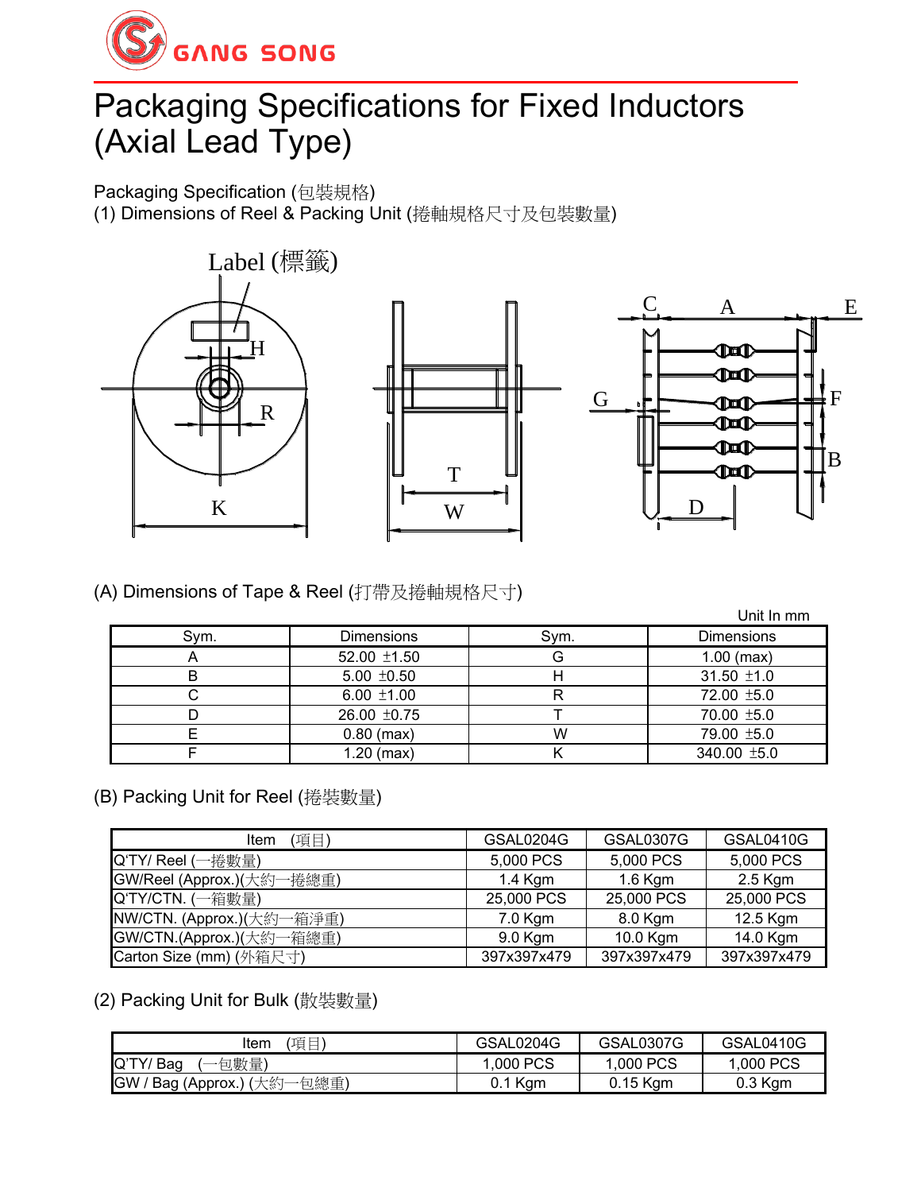GANG SONG

# Packaging Specifications for Fixed Inductors (Axial Lead Type)

Packaging Specification (包裝規格)

(1) Dimensions of Reel & Packing Unit (捲軸規格尺寸及包裝數量)

Label (標籤)

H

R

K

T

W

C A E

G F

B

D

(A) Dimensions of Tape & Reel (打帶及捲軸規格尺寸)

Unit In mm

| Sym. | Dimensions | Sym. | Dimensions |
|---|---|---|---|
| A | 52.00 ±1.50 | G | 1.00 (max) |
| B | 5.00 ±0.50 | H | 31.50 ±1.0 |
| C | 6.00 ±1.00 | R | 72.00 ±5.0 |
| D | 26.00 ±0.75 | T | 70.00 ±5.0 |
| E | 0.80 (max) | W | 79.00 ±5.0 |
| F | 1.20 (max) | K | 340.00 ±5.0 |

(B) Packing Unit for Reel (捲裝數量)

| Item (項目) | GSAL0204G | GSAL0307G | GSAL0410G |
|---|---|---|---|
| Q'TY/ Reel (一捲數量) | 5,000 PCS | 5,000 PCS | 5,000 PCS |
| GW/Reel (Approx.)(大約一捲總重) | 1.4 Kgm | 1.6 Kgm | 2.5 Kgm |
| Q'TY/CTN. (一箱數量) | 25,000 PCS | 25,000 PCS | 25,000 PCS |
| NW/CTN. (Approx.)(大約一箱淨重) | 7.0 Kgm | 8.0 Kgm | 12.5 Kgm |
| GW/CTN.(Approx.)(大約一箱總重) | 9.0 Kgm | 10.0 Kgm | 14.0 Kgm |
| Carton Size (mm) (外箱尺寸) | 397x397x479 | 397x397x479 | 397x397x479 |

(2) Packing Unit for Bulk (散裝數量)

| Item (項目) | GSAL0204G | GSAL0307G | GSAL0410G |
|---|---|---|---|
| Q'TY/ Bag (一包數量) | 1,000 PCS | 1,000 PCS | 1,000 PCS |
| GW / Bag (Approx.) (大約一包總重) | 0.1 Kgm | 0.15 Kgm | 0.3 Kgm |